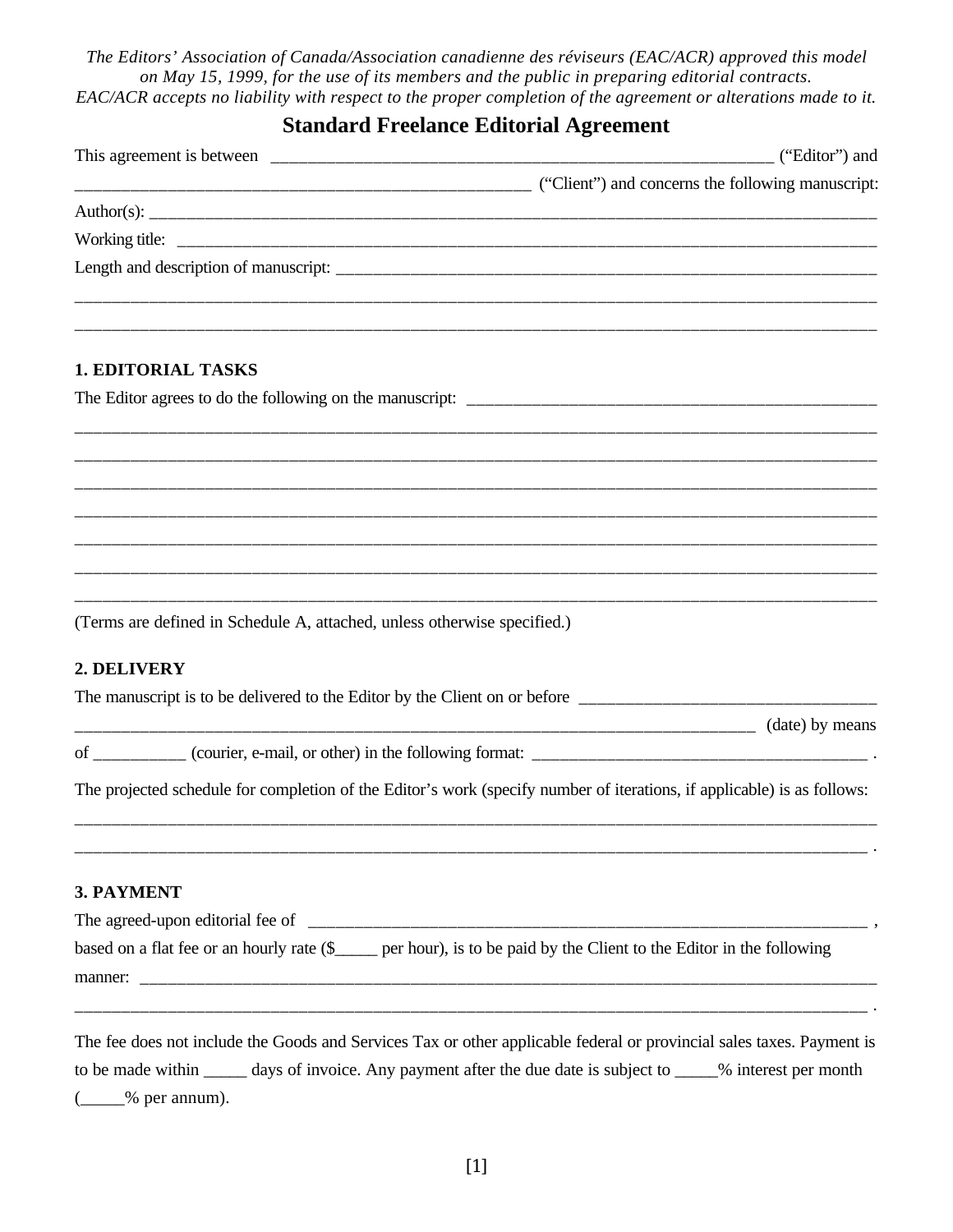*The Editors' Association of Canada/Association canadienne des réviseurs (EAC/ACR) approved this model on May 15, 1999, for the use of its members and the public in preparing editorial contracts. EAC/ACR accepts no liability with respect to the proper completion of the agreement or alterations made to it.*

# Standard Freelance Editorial Agreement

This agreement is between ____________________________________________________________ ("Editor") and

____________________________________________________ ("Client") and concerns the following manuscript:

Author(s): ______________________________________________________________________________________

Working title: ____________________________________________________________________________________

Length and description of manuscript: ______________________________________________________________

__________________________________________________________________________________________________

__________________________________________________________________________________________________

## 1. EDITORIAL TASKS

The Editor agrees to do the following on the manuscript: __________________________________________________

__________________________________________________________________________________________________

__________________________________________________________________________________________________

__________________________________________________________________________________________________

__________________________________________________________________________________________________

__________________________________________________________________________________________________

__________________________________________________________________________________________________

__________________________________________________________________________________________________

(Terms are defined in Schedule A, attached, unless otherwise specified.)

## 2. DELIVERY

The manuscript is to be delivered to the Editor by the Client on or before ___________________________________

_______________________________________________________________________________ (date) by means

of ___________ (courier, e-mail, or other) in the following format: ________________________________________ .

The projected schedule for completion of the Editor's work (specify number of iterations, if applicable) is as follows:

__________________________________________________________________________________________________

_________________________________________________________________________________________________ .

## 3. PAYMENT

The agreed-upon editorial fee of _____________________________________________________________________ ,

based on a flat fee or an hourly rate ($_____ per hour), is to be paid by the Client to the Editor in the following

manner: __________________________________________________________________________________________

_________________________________________________________________________________________________ .

The fee does not include the Goods and Services Tax or other applicable federal or provincial sales taxes. Payment is to be made within _____ days of invoice. Any payment after the due date is subject to _____% interest per month (_____% per annum).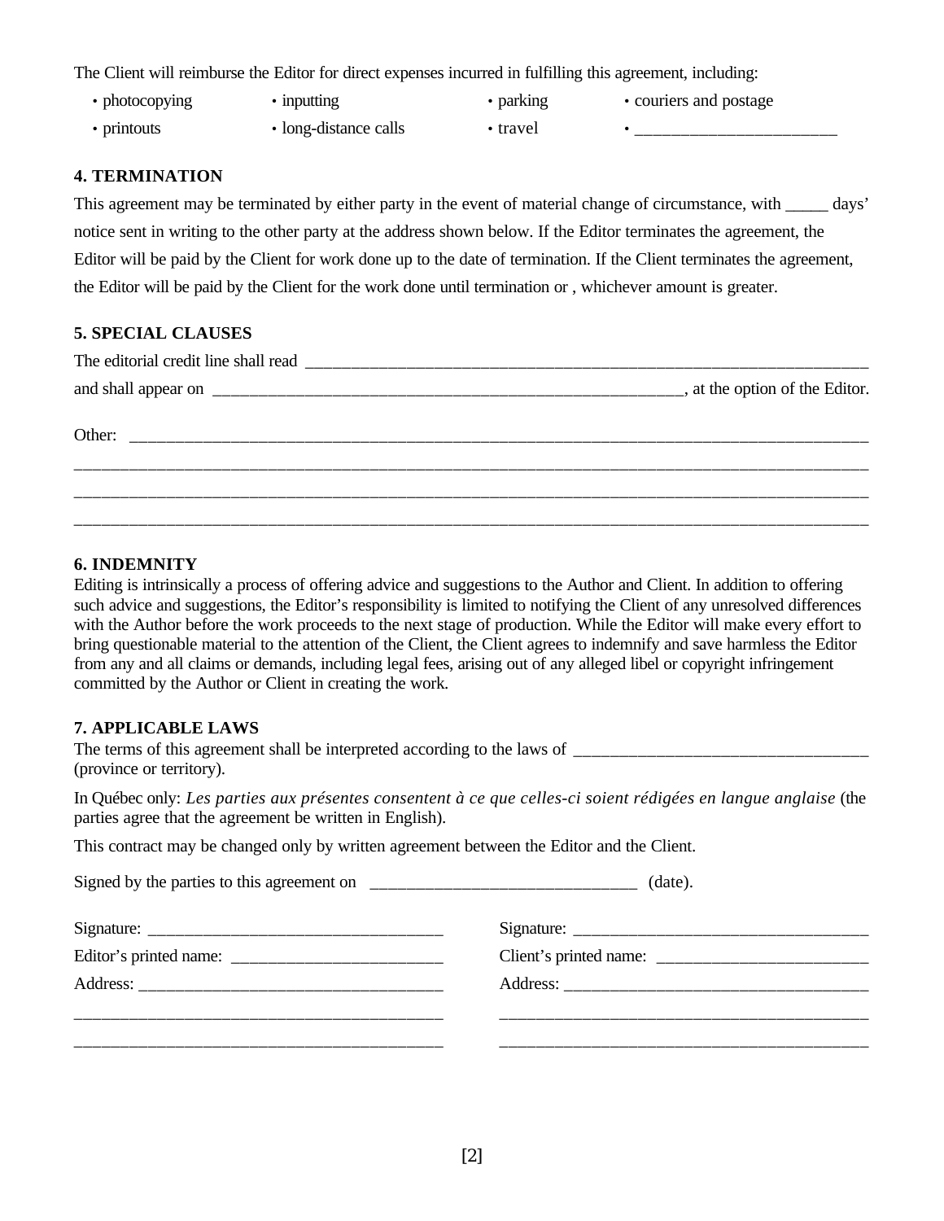The Client will reimburse the Editor for direct expenses incurred in fulfilling this agreement, including:

- photocopying
- inputting
- parking
- couriers and postage
- printouts
- long-distance calls
- travel
- _______________________

**4. TERMINATION**

This agreement may be terminated by either party in the event of material change of circumstance, with _____ days' notice sent in writing to the other party at the address shown below. If the Editor terminates the agreement, the Editor will be paid by the Client for work done up to the date of termination. If the Client terminates the agreement, the Editor will be paid by the Client for the work done until termination or , whichever amount is greater.

**5. SPECIAL CLAUSES**

The editorial credit line shall read ______________________________________________________________________

and shall appear on ________________________________________________________, at the option of the Editor.

Other: ______________________________________________________________________________________

__________________________________________________________________________________________

__________________________________________________________________________________________

__________________________________________________________________________________________

**6. INDEMNITY**

Editing is intrinsically a process of offering advice and suggestions to the Author and Client. In addition to offering such advice and suggestions, the Editor's responsibility is limited to notifying the Client of any unresolved differences with the Author before the work proceeds to the next stage of production. While the Editor will make every effort to bring questionable material to the attention of the Client, the Client agrees to indemnify and save harmless the Editor from any and all claims or demands, including legal fees, arising out of any alleged libel or copyright infringement committed by the Author or Client in creating the work.

**7. APPLICABLE LAWS**

The terms of this agreement shall be interpreted according to the laws of _________________________________ (province or territory).

In Québec only: *Les parties aux présentes consentent à ce que celles-ci soient rédigées en langue anglaise* (the parties agree that the agreement be written in English).

This contract may be changed only by written agreement between the Editor and the Client.

Signed by the parties to this agreement on ______________________________ (date).

Signature: _________________________________

Editor's printed name: ________________________

Address: __________________________________

__________________________________________

__________________________________________

Signature: _________________________________

Client's printed name: ________________________

Address: __________________________________

__________________________________________

__________________________________________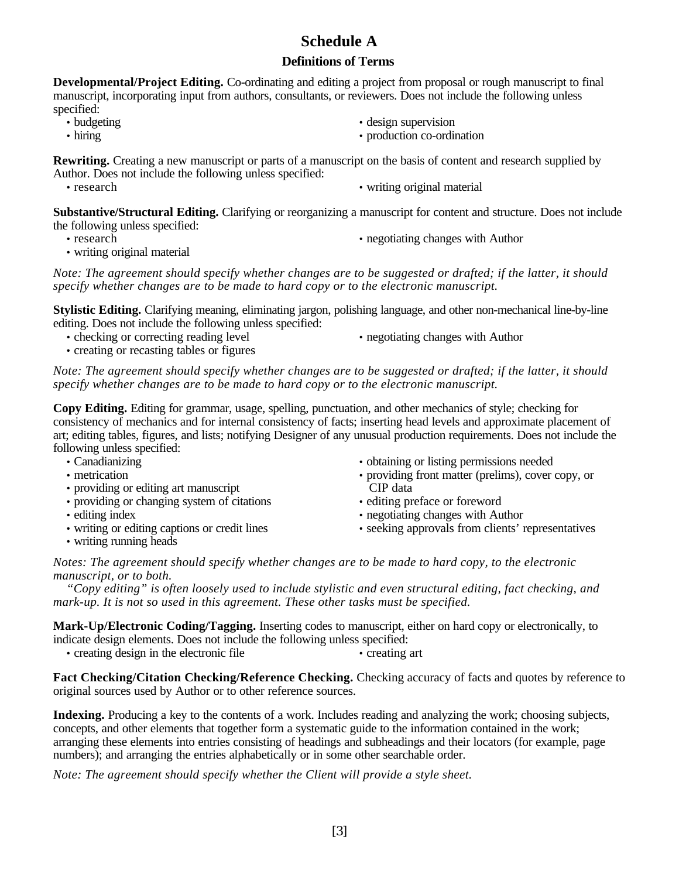# Schedule A

## Definitions of Terms

**Developmental/Project Editing.** Co-ordinating and editing a project from proposal or rough manuscript to final manuscript, incorporating input from authors, consultants, or reviewers. Does not include the following unless specified:

- budgeting
- hiring
- design supervision
- production co-ordination

**Rewriting.** Creating a new manuscript or parts of a manuscript on the basis of content and research supplied by Author. Does not include the following unless specified:

- research
- writing original material

**Substantive/Structural Editing.** Clarifying or reorganizing a manuscript for content and structure. Does not include the following unless specified:

- research
- writing original material
- negotiating changes with Author

*Note: The agreement should specify whether changes are to be suggested or drafted; if the latter, it should specify whether changes are to be made to hard copy or to the electronic manuscript.*

**Stylistic Editing.** Clarifying meaning, eliminating jargon, polishing language, and other non-mechanical line-by-line editing. Does not include the following unless specified:

- checking or correcting reading level
- creating or recasting tables or figures
- negotiating changes with Author

*Note: The agreement should specify whether changes are to be suggested or drafted; if the latter, it should specify whether changes are to be made to hard copy or to the electronic manuscript.*

**Copy Editing.** Editing for grammar, usage, spelling, punctuation, and other mechanics of style; checking for consistency of mechanics and for internal consistency of facts; inserting head levels and approximate placement of art; editing tables, figures, and lists; notifying Designer of any unusual production requirements. Does not include the following unless specified:

- Canadianizing
- metrication
- providing or editing art manuscript
- providing or changing system of citations
- editing index
- writing or editing captions or credit lines
- writing running heads
- obtaining or listing permissions needed
- providing front matter (prelims), cover copy, or CIP data
- editing preface or foreword
- negotiating changes with Author
- seeking approvals from clients' representatives

*Notes: The agreement should specify whether changes are to be made to hard copy, to the electronic manuscript, or to both.*

*"Copy editing" is often loosely used to include stylistic and even structural editing, fact checking, and mark-up. It is not so used in this agreement. These other tasks must be specified.*

**Mark-Up/Electronic Coding/Tagging.** Inserting codes to manuscript, either on hard copy or electronically, to indicate design elements. Does not include the following unless specified:

- creating design in the electronic file
- creating art

**Fact Checking/Citation Checking/Reference Checking.** Checking accuracy of facts and quotes by reference to original sources used by Author or to other reference sources.

**Indexing.** Producing a key to the contents of a work. Includes reading and analyzing the work; choosing subjects, concepts, and other elements that together form a systematic guide to the information contained in the work; arranging these elements into entries consisting of headings and subheadings and their locators (for example, page numbers); and arranging the entries alphabetically or in some other searchable order.

*Note: The agreement should specify whether the Client will provide a style sheet.*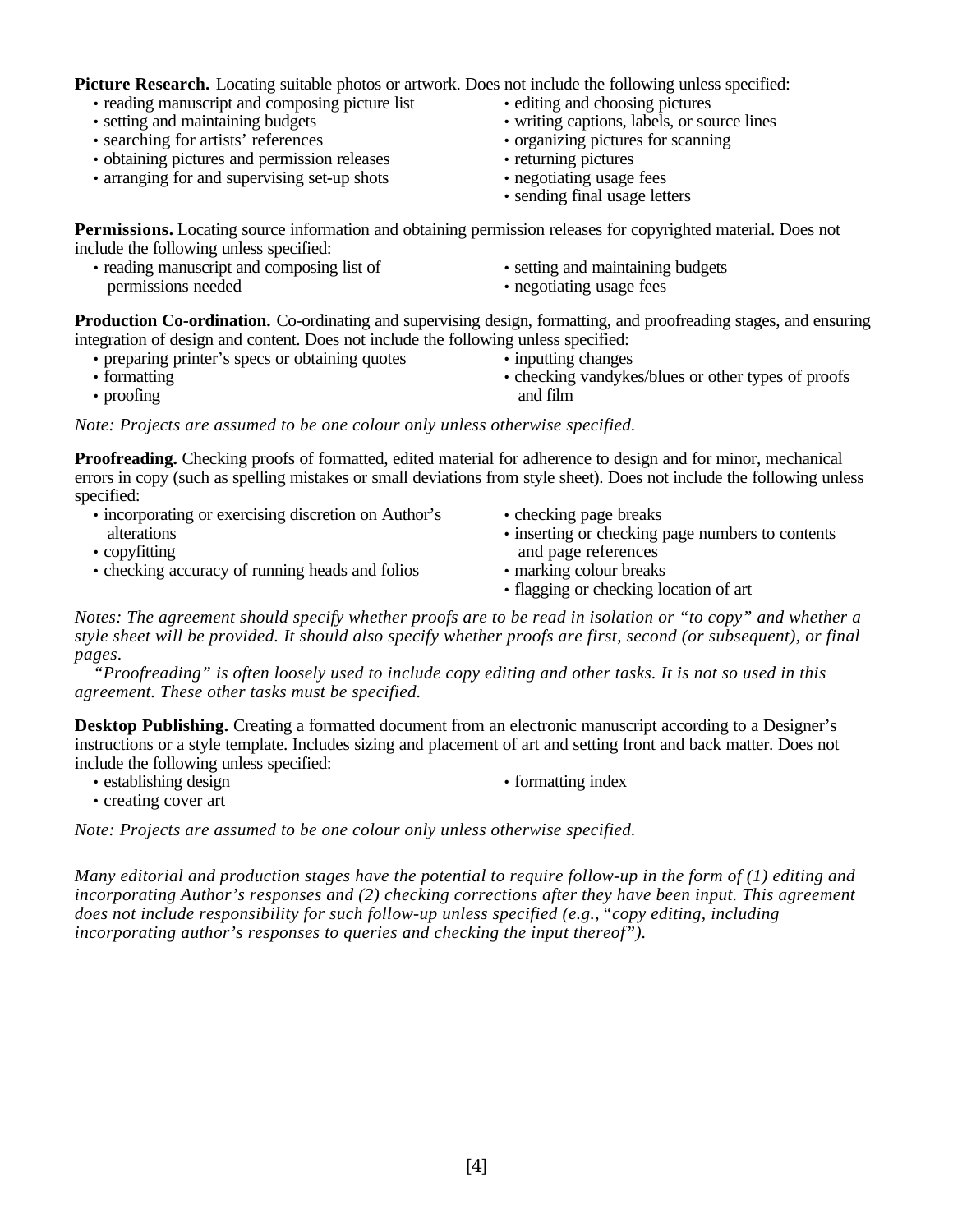**Picture Research.** Locating suitable photos or artwork. Does not include the following unless specified:

- reading manuscript and composing picture list
- setting and maintaining budgets
- searching for artists' references
- obtaining pictures and permission releases
- arranging for and supervising set-up shots
- editing and choosing pictures
- writing captions, labels, or source lines
- organizing pictures for scanning
- returning pictures
- negotiating usage fees
- sending final usage letters

**Permissions.** Locating source information and obtaining permission releases for copyrighted material. Does not include the following unless specified:

- reading manuscript and composing list of permissions needed
- setting and maintaining budgets
- negotiating usage fees

**Production Co-ordination.** Co-ordinating and supervising design, formatting, and proofreading stages, and ensuring integration of design and content. Does not include the following unless specified:

- preparing printer's specs or obtaining quotes
- formatting
- proofing
- inputting changes
- checking vandykes/blues or other types of proofs and film

*Note: Projects are assumed to be one colour only unless otherwise specified.*

**Proofreading.** Checking proofs of formatted, edited material for adherence to design and for minor, mechanical errors in copy (such as spelling mistakes or small deviations from style sheet). Does not include the following unless specified:

- incorporating or exercising discretion on Author's alterations
- copyfitting
- checking accuracy of running heads and folios
- checking page breaks
- inserting or checking page numbers to contents and page references
- marking colour breaks
- flagging or checking location of art

*Notes: The agreement should specify whether proofs are to be read in isolation or "to copy" and whether a style sheet will be provided. It should also specify whether proofs are first, second (or subsequent), or final pages.*

*"Proofreading" is often loosely used to include copy editing and other tasks. It is not so used in this agreement. These other tasks must be specified.*

**Desktop Publishing.** Creating a formatted document from an electronic manuscript according to a Designer's instructions or a style template. Includes sizing and placement of art and setting front and back matter. Does not include the following unless specified:

- establishing design
- creating cover art
- formatting index

*Note: Projects are assumed to be one colour only unless otherwise specified.*

*Many editorial and production stages have the potential to require follow-up in the form of (1) editing and incorporating Author's responses and (2) checking corrections after they have been input. This agreement does not include responsibility for such follow-up unless specified (e.g., "copy editing, including incorporating author's responses to queries and checking the input thereof").*